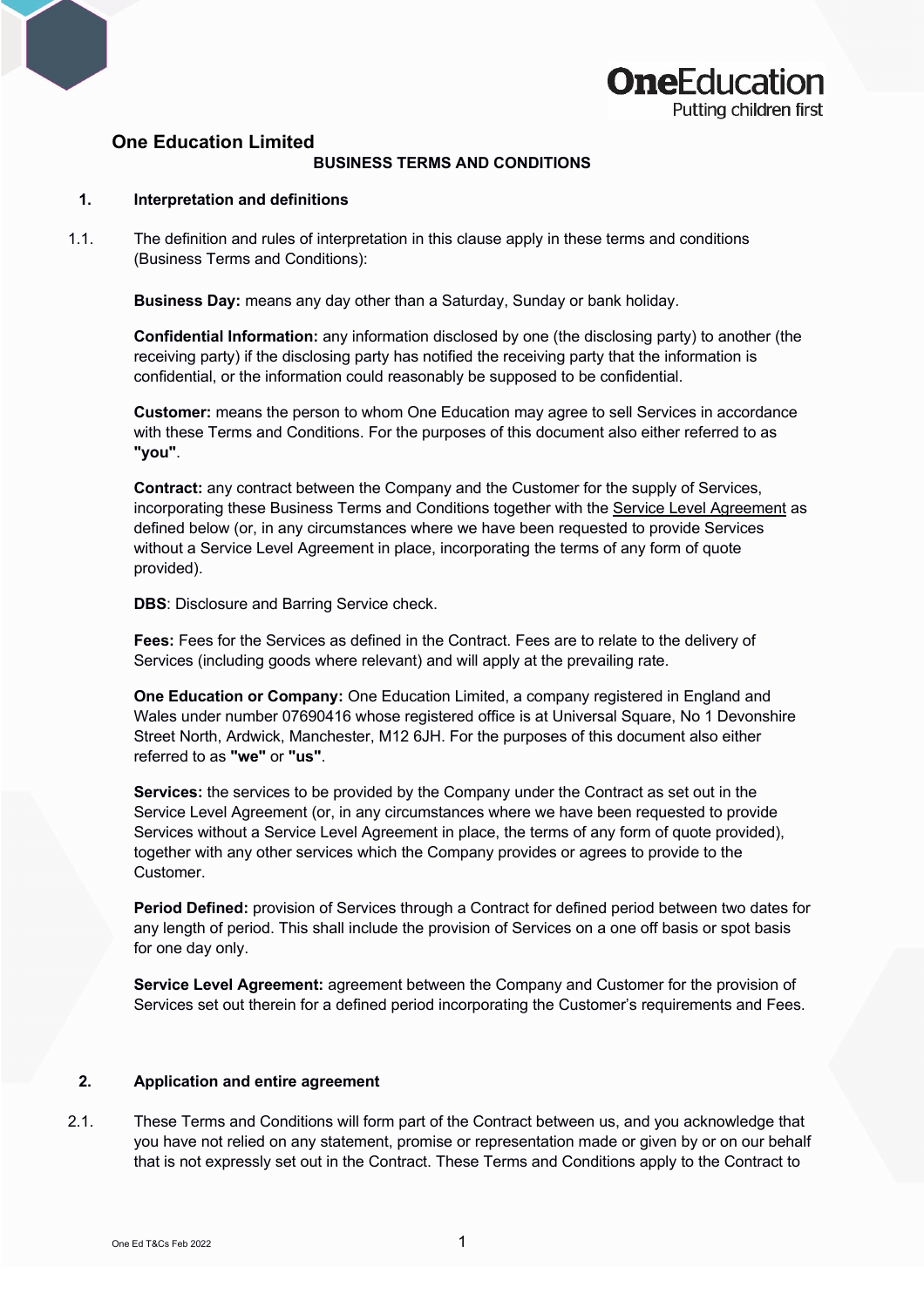# One Education Limited

## BUSINESS TERMS AND CONDITIONS

### 1. Interpretation and definitions

1.1. The definition and rules of interpretation in this clause apply in these terms and conditions (Business Terms and Conditions):

**Business Day:** means any day other than a Saturday, Sunday or bank holiday.

**Confidential Information:** any information disclosed by one (the disclosing party) to another (the receiving party) if the disclosing party has notified the receiving party that the information is confidential, or the information could reasonably be supposed to be confidential.

**Customer:** means the person to whom One Education may agree to sell Services in accordance with these Terms and Conditions. For the purposes of this document also either referred to as **"you"**.

**Contract:** any contract between the Company and the Customer for the supply of Services, incorporating these Business Terms and Conditions together with the Service Level Agreement as defined below (or, in any circumstances where we have been requested to provide Services without a Service Level Agreement in place, incorporating the terms of any form of quote provided).

**DBS**: Disclosure and Barring Service check.

**Fees:** Fees for the Services as defined in the Contract. Fees are to relate to the delivery of Services (including goods where relevant) and will apply at the prevailing rate.

**One Education or Company:** One Education Limited, a company registered in England and Wales under number 07690416 whose registered office is at Universal Square, No 1 Devonshire Street North, Ardwick, Manchester, M12 6JH. For the purposes of this document also either referred to as **"we"** or **"us"**.

**Services:** the services to be provided by the Company under the Contract as set out in the Service Level Agreement (or, in any circumstances where we have been requested to provide Services without a Service Level Agreement in place, the terms of any form of quote provided), together with any other services which the Company provides or agrees to provide to the Customer.

**Period Defined:** provision of Services through a Contract for defined period between two dates for any length of period. This shall include the provision of Services on a one off basis or spot basis for one day only.

**Service Level Agreement:** agreement between the Company and Customer for the provision of Services set out therein for a defined period incorporating the Customer's requirements and Fees.

### 2. Application and entire agreement

2.1. These Terms and Conditions will form part of the Contract between us, and you acknowledge that you have not relied on any statement, promise or representation made or given by or on our behalf that is not expressly set out in the Contract. These Terms and Conditions apply to the Contract to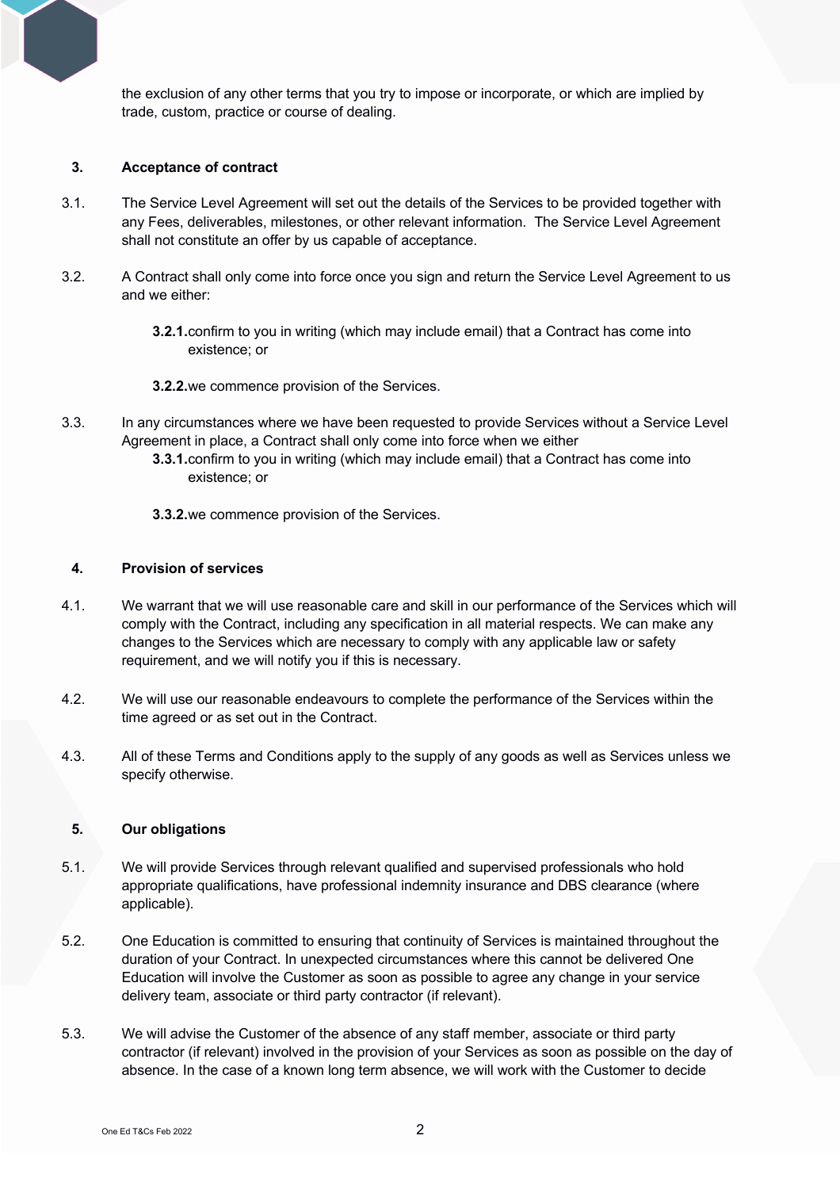the exclusion of any other terms that you try to impose or incorporate, or which are implied by trade, custom, practice or course of dealing.

## 3. Acceptance of contract

3.1. The Service Level Agreement will set out the details of the Services to be provided together with any Fees, deliverables, milestones, or other relevant information. The Service Level Agreement shall not constitute an offer by us capable of acceptance.

3.2. A Contract shall only come into force once you sign and return the Service Level Agreement to us and we either:

**3.2.1.** confirm to you in writing (which may include email) that a Contract has come into existence; or

**3.2.2.** we commence provision of the Services.

3.3. In any circumstances where we have been requested to provide Services without a Service Level Agreement in place, a Contract shall only come into force when we either

**3.3.1.** confirm to you in writing (which may include email) that a Contract has come into existence; or

**3.3.2.** we commence provision of the Services.

## 4. Provision of services

4.1. We warrant that we will use reasonable care and skill in our performance of the Services which will comply with the Contract, including any specification in all material respects. We can make any changes to the Services which are necessary to comply with any applicable law or safety requirement, and we will notify you if this is necessary.

4.2. We will use our reasonable endeavours to complete the performance of the Services within the time agreed or as set out in the Contract.

4.3. All of these Terms and Conditions apply to the supply of any goods as well as Services unless we specify otherwise.

## 5. Our obligations

5.1. We will provide Services through relevant qualified and supervised professionals who hold appropriate qualifications, have professional indemnity insurance and DBS clearance (where applicable).

5.2. One Education is committed to ensuring that continuity of Services is maintained throughout the duration of your Contract. In unexpected circumstances where this cannot be delivered One Education will involve the Customer as soon as possible to agree any change in your service delivery team, associate or third party contractor (if relevant).

5.3. We will advise the Customer of the absence of any staff member, associate or third party contractor (if relevant) involved in the provision of your Services as soon as possible on the day of absence. In the case of a known long term absence, we will work with the Customer to decide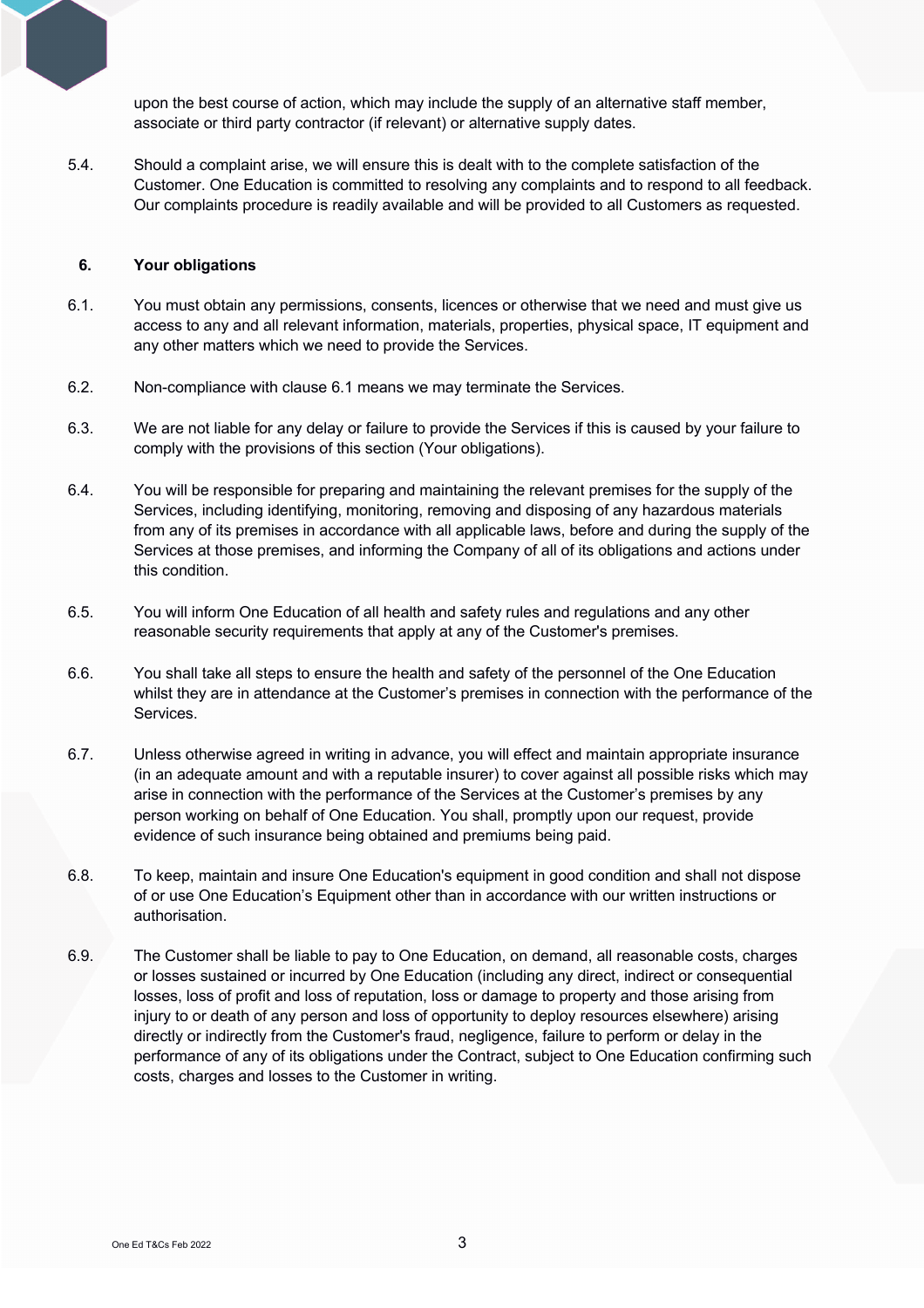upon the best course of action, which may include the supply of an alternative staff member, associate or third party contractor (if relevant) or alternative supply dates.

5.4. Should a complaint arise, we will ensure this is dealt with to the complete satisfaction of the Customer. One Education is committed to resolving any complaints and to respond to all feedback. Our complaints procedure is readily available and will be provided to all Customers as requested.

## 6. Your obligations

6.1. You must obtain any permissions, consents, licences or otherwise that we need and must give us access to any and all relevant information, materials, properties, physical space, IT equipment and any other matters which we need to provide the Services.

6.2. Non-compliance with clause 6.1 means we may terminate the Services.

6.3. We are not liable for any delay or failure to provide the Services if this is caused by your failure to comply with the provisions of this section (Your obligations).

6.4. You will be responsible for preparing and maintaining the relevant premises for the supply of the Services, including identifying, monitoring, removing and disposing of any hazardous materials from any of its premises in accordance with all applicable laws, before and during the supply of the Services at those premises, and informing the Company of all of its obligations and actions under this condition.

6.5. You will inform One Education of all health and safety rules and regulations and any other reasonable security requirements that apply at any of the Customer's premises.

6.6. You shall take all steps to ensure the health and safety of the personnel of the One Education whilst they are in attendance at the Customer's premises in connection with the performance of the Services.

6.7. Unless otherwise agreed in writing in advance, you will effect and maintain appropriate insurance (in an adequate amount and with a reputable insurer) to cover against all possible risks which may arise in connection with the performance of the Services at the Customer's premises by any person working on behalf of One Education. You shall, promptly upon our request, provide evidence of such insurance being obtained and premiums being paid.

6.8. To keep, maintain and insure One Education's equipment in good condition and shall not dispose of or use One Education's Equipment other than in accordance with our written instructions or authorisation.

6.9. The Customer shall be liable to pay to One Education, on demand, all reasonable costs, charges or losses sustained or incurred by One Education (including any direct, indirect or consequential losses, loss of profit and loss of reputation, loss or damage to property and those arising from injury to or death of any person and loss of opportunity to deploy resources elsewhere) arising directly or indirectly from the Customer's fraud, negligence, failure to perform or delay in the performance of any of its obligations under the Contract, subject to One Education confirming such costs, charges and losses to the Customer in writing.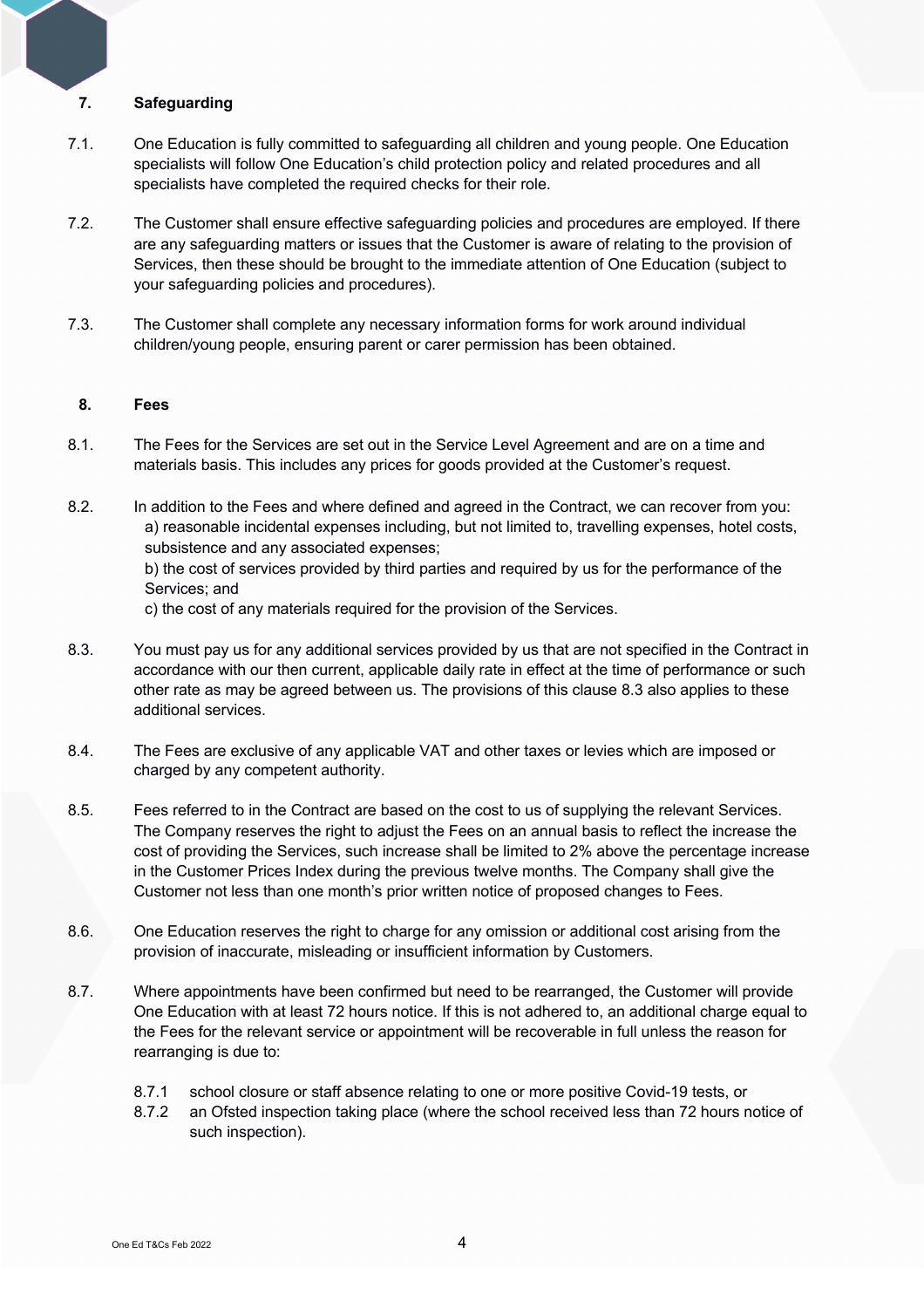## 7. Safeguarding

7.1. One Education is fully committed to safeguarding all children and young people. One Education specialists will follow One Education's child protection policy and related procedures and all specialists have completed the required checks for their role.

7.2. The Customer shall ensure effective safeguarding policies and procedures are employed. If there are any safeguarding matters or issues that the Customer is aware of relating to the provision of Services, then these should be brought to the immediate attention of One Education (subject to your safeguarding policies and procedures).

7.3. The Customer shall complete any necessary information forms for work around individual children/young people, ensuring parent or carer permission has been obtained.

## 8. Fees

8.1. The Fees for the Services are set out in the Service Level Agreement and are on a time and materials basis. This includes any prices for goods provided at the Customer's request.

8.2. In addition to the Fees and where defined and agreed in the Contract, we can recover from you:
a) reasonable incidental expenses including, but not limited to, travelling expenses, hotel costs, subsistence and any associated expenses;
b) the cost of services provided by third parties and required by us for the performance of the Services; and
c) the cost of any materials required for the provision of the Services.

8.3. You must pay us for any additional services provided by us that are not specified in the Contract in accordance with our then current, applicable daily rate in effect at the time of performance or such other rate as may be agreed between us. The provisions of this clause 8.3 also applies to these additional services.

8.4. The Fees are exclusive of any applicable VAT and other taxes or levies which are imposed or charged by any competent authority.

8.5. Fees referred to in the Contract are based on the cost to us of supplying the relevant Services. The Company reserves the right to adjust the Fees on an annual basis to reflect the increase the cost of providing the Services, such increase shall be limited to 2% above the percentage increase in the Customer Prices Index during the previous twelve months. The Company shall give the Customer not less than one month's prior written notice of proposed changes to Fees.

8.6. One Education reserves the right to charge for any omission or additional cost arising from the provision of inaccurate, misleading or insufficient information by Customers.

8.7. Where appointments have been confirmed but need to be rearranged, the Customer will provide One Education with at least 72 hours notice. If this is not adhered to, an additional charge equal to the Fees for the relevant service or appointment will be recoverable in full unless the reason for rearranging is due to:

8.7.1 school closure or staff absence relating to one or more positive Covid-19 tests, or
8.7.2 an Ofsted inspection taking place (where the school received less than 72 hours notice of such inspection).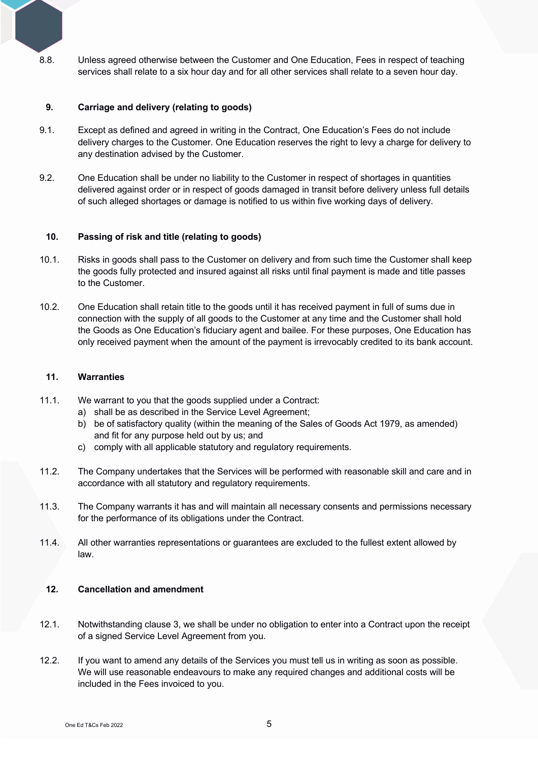8.8. Unless agreed otherwise between the Customer and One Education, Fees in respect of teaching services shall relate to a six hour day and for all other services shall relate to a seven hour day.

## 9. Carriage and delivery (relating to goods)

9.1. Except as defined and agreed in writing in the Contract, One Education's Fees do not include delivery charges to the Customer. One Education reserves the right to levy a charge for delivery to any destination advised by the Customer.

9.2. One Education shall be under no liability to the Customer in respect of shortages in quantities delivered against order or in respect of goods damaged in transit before delivery unless full details of such alleged shortages or damage is notified to us within five working days of delivery.

## 10. Passing of risk and title (relating to goods)

10.1. Risks in goods shall pass to the Customer on delivery and from such time the Customer shall keep the goods fully protected and insured against all risks until final payment is made and title passes to the Customer.

10.2. One Education shall retain title to the goods until it has received payment in full of sums due in connection with the supply of all goods to the Customer at any time and the Customer shall hold the Goods as One Education's fiduciary agent and bailee. For these purposes, One Education has only received payment when the amount of the payment is irrevocably credited to its bank account.

## 11. Warranties

11.1. We warrant to you that the goods supplied under a Contract:

a) shall be as described in the Service Level Agreement;
b) be of satisfactory quality (within the meaning of the Sales of Goods Act 1979, as amended) and fit for any purpose held out by us; and
c) comply with all applicable statutory and regulatory requirements.

11.2. The Company undertakes that the Services will be performed with reasonable skill and care and in accordance with all statutory and regulatory requirements.

11.3. The Company warrants it has and will maintain all necessary consents and permissions necessary for the performance of its obligations under the Contract.

11.4. All other warranties representations or guarantees are excluded to the fullest extent allowed by law.

## 12. Cancellation and amendment

12.1. Notwithstanding clause 3, we shall be under no obligation to enter into a Contract upon the receipt of a signed Service Level Agreement from you.

12.2. If you want to amend any details of the Services you must tell us in writing as soon as possible. We will use reasonable endeavours to make any required changes and additional costs will be included in the Fees invoiced to you.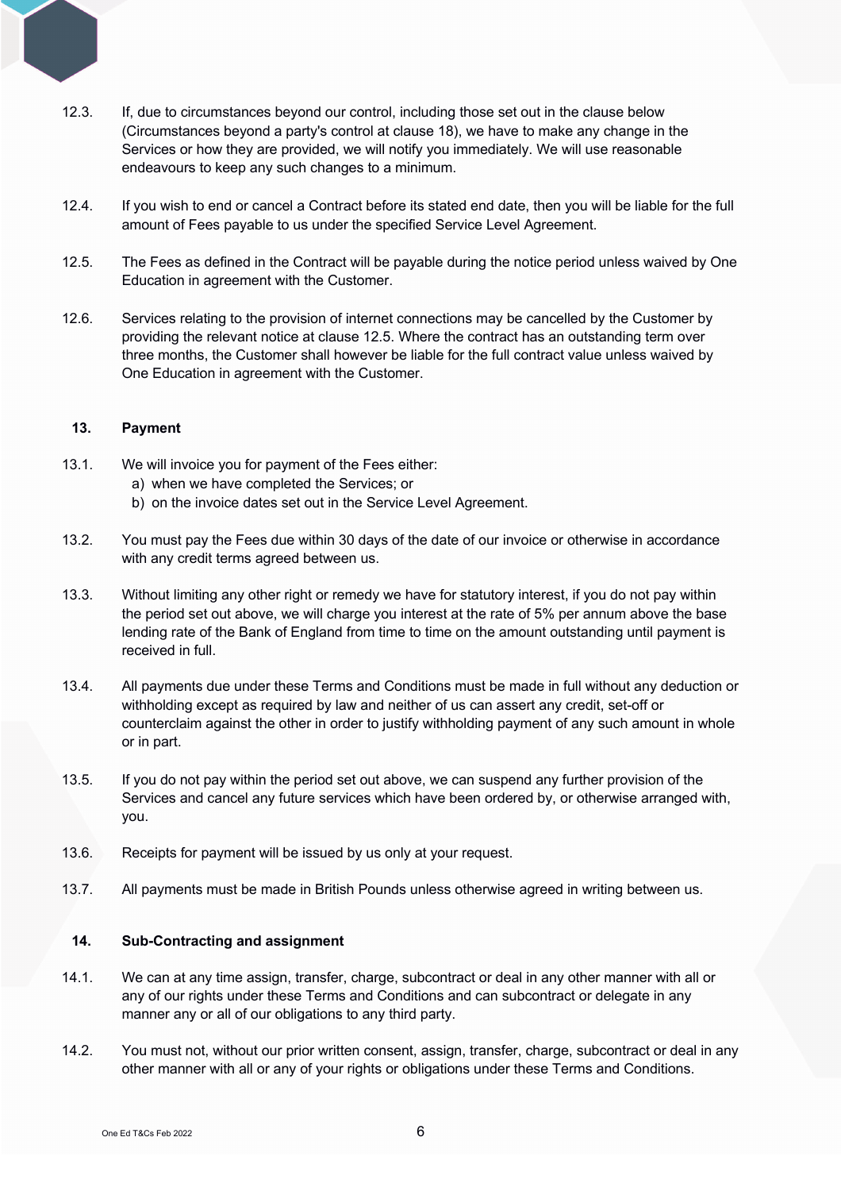12.3. If, due to circumstances beyond our control, including those set out in the clause below (Circumstances beyond a party's control at clause 18), we have to make any change in the Services or how they are provided, we will notify you immediately. We will use reasonable endeavours to keep any such changes to a minimum.

12.4. If you wish to end or cancel a Contract before its stated end date, then you will be liable for the full amount of Fees payable to us under the specified Service Level Agreement.

12.5. The Fees as defined in the Contract will be payable during the notice period unless waived by One Education in agreement with the Customer.

12.6. Services relating to the provision of internet connections may be cancelled by the Customer by providing the relevant notice at clause 12.5. Where the contract has an outstanding term over three months, the Customer shall however be liable for the full contract value unless waived by One Education in agreement with the Customer.

## 13. Payment

13.1. We will invoice you for payment of the Fees either:

a) when we have completed the Services; or
b) on the invoice dates set out in the Service Level Agreement.

13.2. You must pay the Fees due within 30 days of the date of our invoice or otherwise in accordance with any credit terms agreed between us.

13.3. Without limiting any other right or remedy we have for statutory interest, if you do not pay within the period set out above, we will charge you interest at the rate of 5% per annum above the base lending rate of the Bank of England from time to time on the amount outstanding until payment is received in full.

13.4. All payments due under these Terms and Conditions must be made in full without any deduction or withholding except as required by law and neither of us can assert any credit, set-off or counterclaim against the other in order to justify withholding payment of any such amount in whole or in part.

13.5. If you do not pay within the period set out above, we can suspend any further provision of the Services and cancel any future services which have been ordered by, or otherwise arranged with, you.

13.6. Receipts for payment will be issued by us only at your request.

13.7. All payments must be made in British Pounds unless otherwise agreed in writing between us.

## 14. Sub-Contracting and assignment

14.1. We can at any time assign, transfer, charge, subcontract or deal in any other manner with all or any of our rights under these Terms and Conditions and can subcontract or delegate in any manner any or all of our obligations to any third party.

14.2. You must not, without our prior written consent, assign, transfer, charge, subcontract or deal in any other manner with all or any of your rights or obligations under these Terms and Conditions.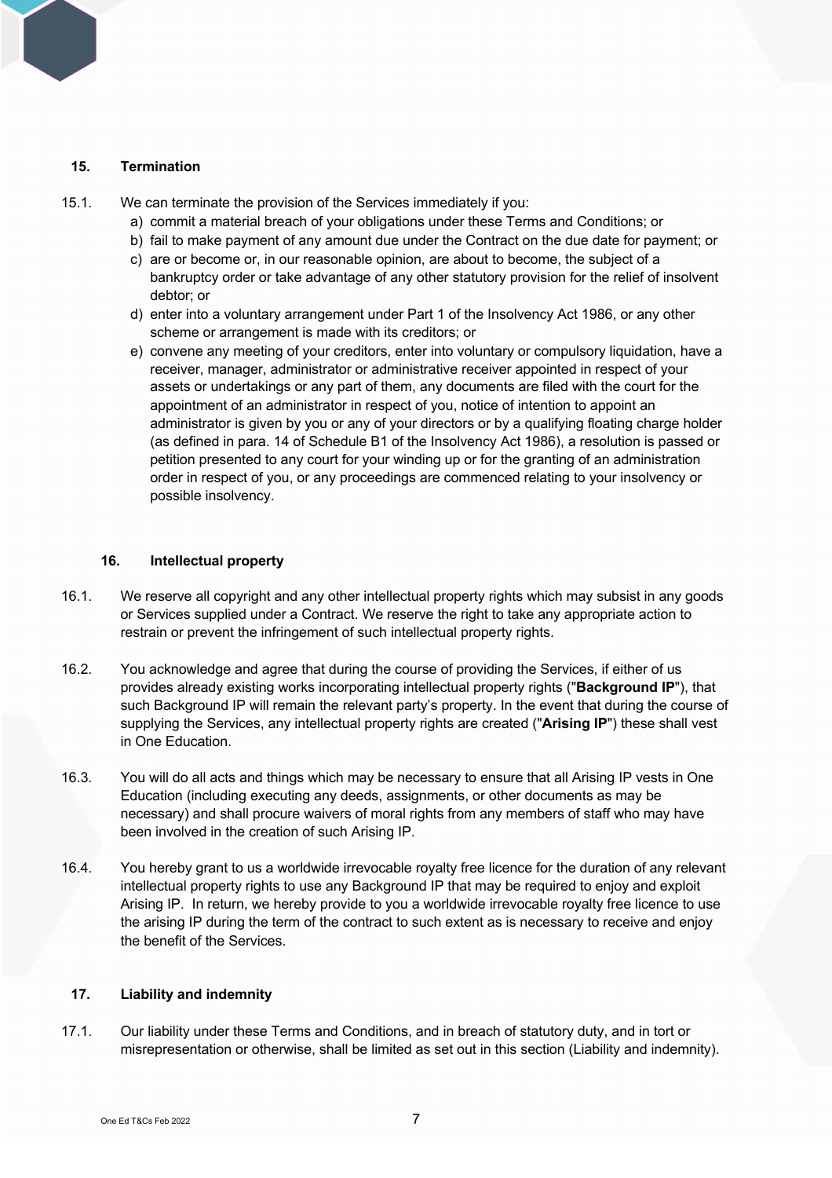## 15. Termination

15.1. We can terminate the provision of the Services immediately if you:

a) commit a material breach of your obligations under these Terms and Conditions; or
b) fail to make payment of any amount due under the Contract on the due date for payment; or
c) are or become or, in our reasonable opinion, are about to become, the subject of a bankruptcy order or take advantage of any other statutory provision for the relief of insolvent debtor; or
d) enter into a voluntary arrangement under Part 1 of the Insolvency Act 1986, or any other scheme or arrangement is made with its creditors; or
e) convene any meeting of your creditors, enter into voluntary or compulsory liquidation, have a receiver, manager, administrator or administrative receiver appointed in respect of your assets or undertakings or any part of them, any documents are filed with the court for the appointment of an administrator in respect of you, notice of intention to appoint an administrator is given by you or any of your directors or by a qualifying floating charge holder (as defined in para. 14 of Schedule B1 of the Insolvency Act 1986), a resolution is passed or petition presented to any court for your winding up or for the granting of an administration order in respect of you, or any proceedings are commenced relating to your insolvency or possible insolvency.

## 16. Intellectual property

16.1. We reserve all copyright and any other intellectual property rights which may subsist in any goods or Services supplied under a Contract. We reserve the right to take any appropriate action to restrain or prevent the infringement of such intellectual property rights.

16.2. You acknowledge and agree that during the course of providing the Services, if either of us provides already existing works incorporating intellectual property rights ("**Background IP**"), that such Background IP will remain the relevant party's property. In the event that during the course of supplying the Services, any intellectual property rights are created ("**Arising IP**") these shall vest in One Education.

16.3. You will do all acts and things which may be necessary to ensure that all Arising IP vests in One Education (including executing any deeds, assignments, or other documents as may be necessary) and shall procure waivers of moral rights from any members of staff who may have been involved in the creation of such Arising IP.

16.4. You hereby grant to us a worldwide irrevocable royalty free licence for the duration of any relevant intellectual property rights to use any Background IP that may be required to enjoy and exploit Arising IP. In return, we hereby provide to you a worldwide irrevocable royalty free licence to use the arising IP during the term of the contract to such extent as is necessary to receive and enjoy the benefit of the Services.

## 17. Liability and indemnity

17.1. Our liability under these Terms and Conditions, and in breach of statutory duty, and in tort or misrepresentation or otherwise, shall be limited as set out in this section (Liability and indemnity).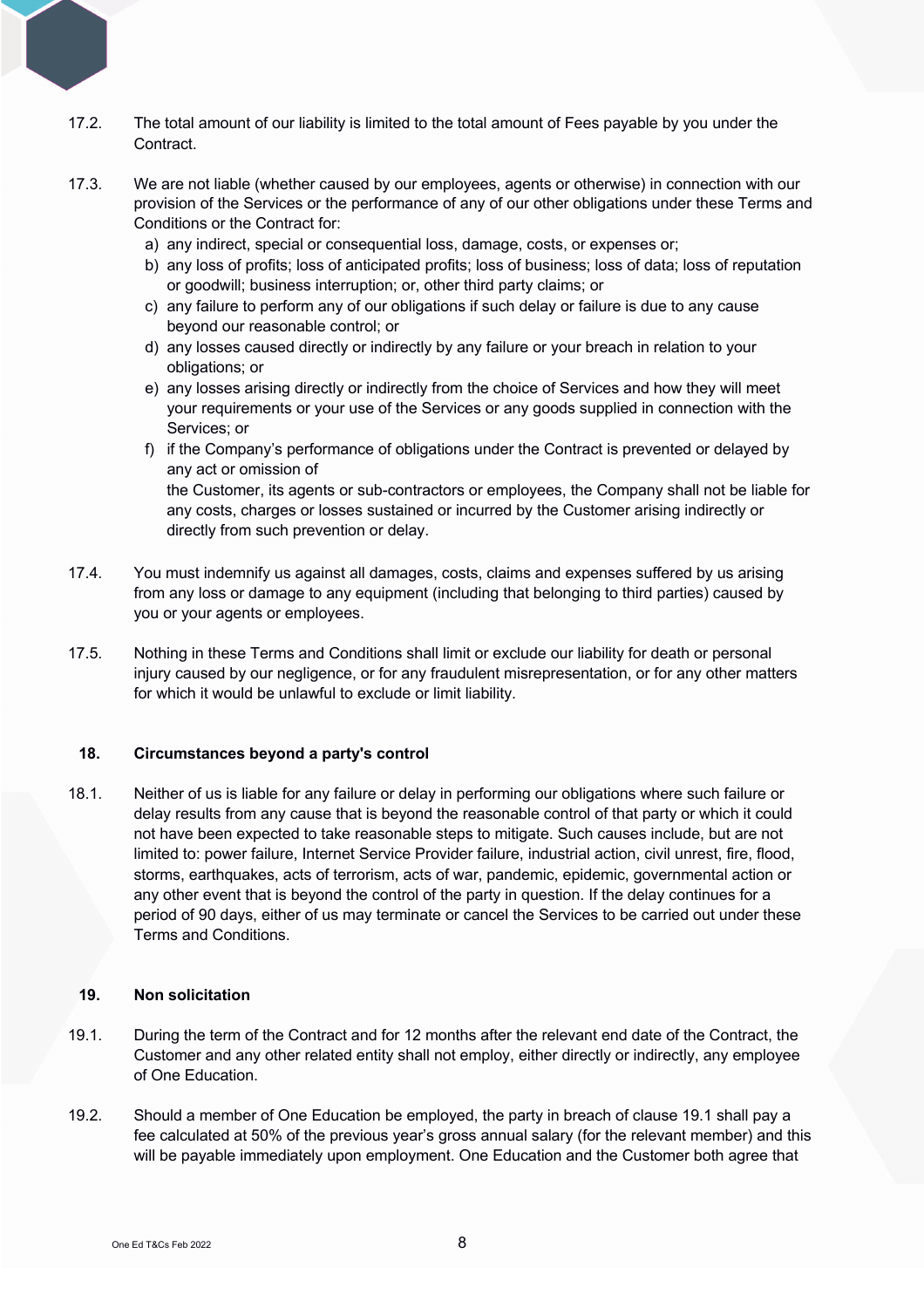17.2. The total amount of our liability is limited to the total amount of Fees payable by you under the Contract.

17.3. We are not liable (whether caused by our employees, agents or otherwise) in connection with our provision of the Services or the performance of any of our other obligations under these Terms and Conditions or the Contract for:

a) any indirect, special or consequential loss, damage, costs, or expenses or;
b) any loss of profits; loss of anticipated profits; loss of business; loss of data; loss of reputation or goodwill; business interruption; or, other third party claims; or
c) any failure to perform any of our obligations if such delay or failure is due to any cause beyond our reasonable control; or
d) any losses caused directly or indirectly by any failure or your breach in relation to your obligations; or
e) any losses arising directly or indirectly from the choice of Services and how they will meet your requirements or your use of the Services or any goods supplied in connection with the Services; or
f) if the Company's performance of obligations under the Contract is prevented or delayed by any act or omission of
the Customer, its agents or sub-contractors or employees, the Company shall not be liable for any costs, charges or losses sustained or incurred by the Customer arising indirectly or directly from such prevention or delay.

17.4. You must indemnify us against all damages, costs, claims and expenses suffered by us arising from any loss or damage to any equipment (including that belonging to third parties) caused by you or your agents or employees.

17.5. Nothing in these Terms and Conditions shall limit or exclude our liability for death or personal injury caused by our negligence, or for any fraudulent misrepresentation, or for any other matters for which it would be unlawful to exclude or limit liability.

## 18. Circumstances beyond a party's control

18.1. Neither of us is liable for any failure or delay in performing our obligations where such failure or delay results from any cause that is beyond the reasonable control of that party or which it could not have been expected to take reasonable steps to mitigate. Such causes include, but are not limited to: power failure, Internet Service Provider failure, industrial action, civil unrest, fire, flood, storms, earthquakes, acts of terrorism, acts of war, pandemic, epidemic, governmental action or any other event that is beyond the control of the party in question. If the delay continues for a period of 90 days, either of us may terminate or cancel the Services to be carried out under these Terms and Conditions.

## 19. Non solicitation

19.1. During the term of the Contract and for 12 months after the relevant end date of the Contract, the Customer and any other related entity shall not employ, either directly or indirectly, any employee of One Education.

19.2. Should a member of One Education be employed, the party in breach of clause 19.1 shall pay a fee calculated at 50% of the previous year's gross annual salary (for the relevant member) and this will be payable immediately upon employment. One Education and the Customer both agree that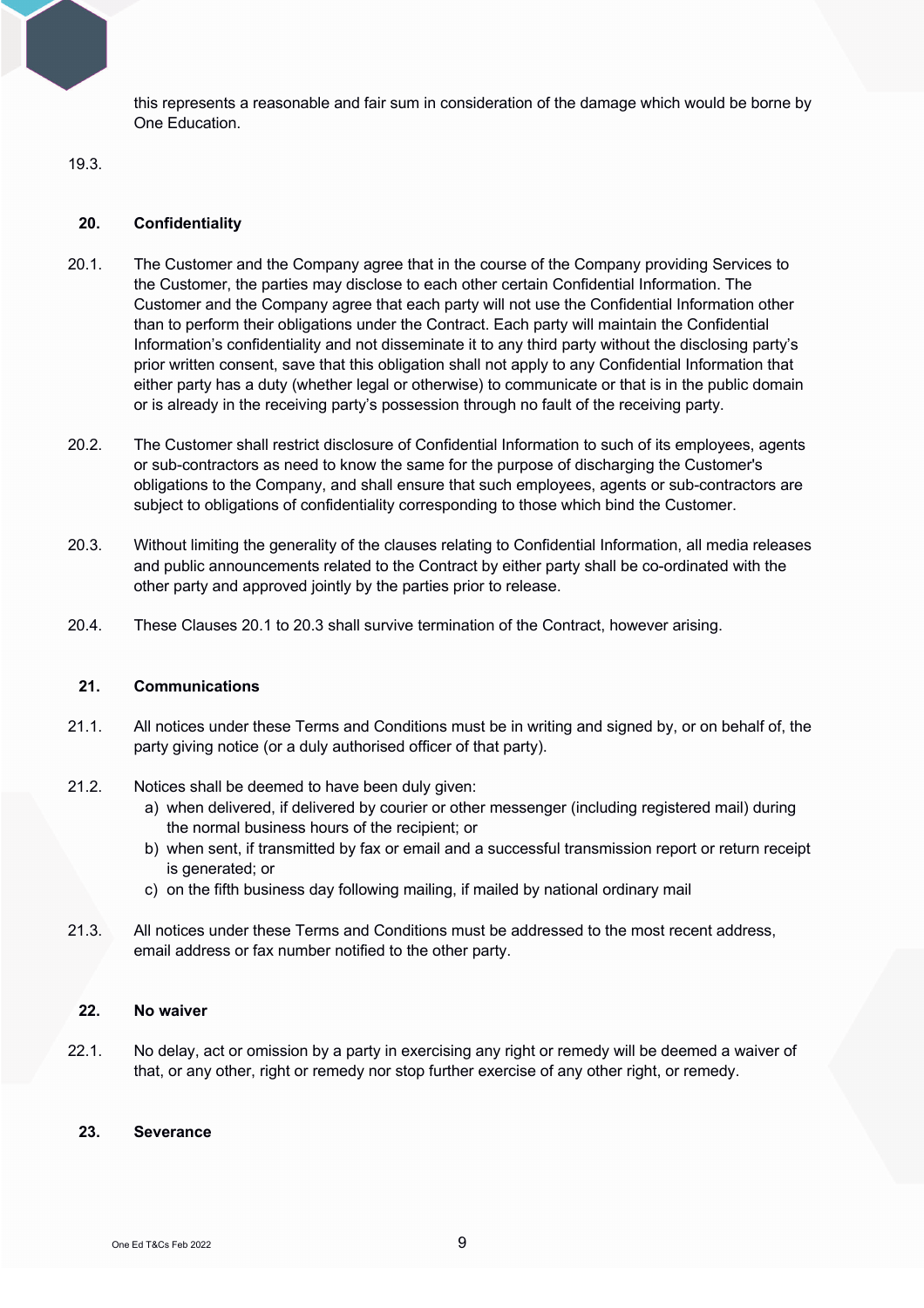this represents a reasonable and fair sum in consideration of the damage which would be borne by One Education.

19.3.

## 20. Confidentiality

20.1. The Customer and the Company agree that in the course of the Company providing Services to the Customer, the parties may disclose to each other certain Confidential Information. The Customer and the Company agree that each party will not use the Confidential Information other than to perform their obligations under the Contract. Each party will maintain the Confidential Information's confidentiality and not disseminate it to any third party without the disclosing party's prior written consent, save that this obligation shall not apply to any Confidential Information that either party has a duty (whether legal or otherwise) to communicate or that is in the public domain or is already in the receiving party's possession through no fault of the receiving party.

20.2. The Customer shall restrict disclosure of Confidential Information to such of its employees, agents or sub-contractors as need to know the same for the purpose of discharging the Customer's obligations to the Company, and shall ensure that such employees, agents or sub-contractors are subject to obligations of confidentiality corresponding to those which bind the Customer.

20.3. Without limiting the generality of the clauses relating to Confidential Information, all media releases and public announcements related to the Contract by either party shall be co-ordinated with the other party and approved jointly by the parties prior to release.

20.4. These Clauses 20.1 to 20.3 shall survive termination of the Contract, however arising.

## 21. Communications

21.1. All notices under these Terms and Conditions must be in writing and signed by, or on behalf of, the party giving notice (or a duly authorised officer of that party).

21.2. Notices shall be deemed to have been duly given:

a) when delivered, if delivered by courier or other messenger (including registered mail) during the normal business hours of the recipient; or
b) when sent, if transmitted by fax or email and a successful transmission report or return receipt is generated; or
c) on the fifth business day following mailing, if mailed by national ordinary mail

21.3. All notices under these Terms and Conditions must be addressed to the most recent address, email address or fax number notified to the other party.

## 22. No waiver

22.1. No delay, act or omission by a party in exercising any right or remedy will be deemed a waiver of that, or any other, right or remedy nor stop further exercise of any other right, or remedy.

## 23. Severance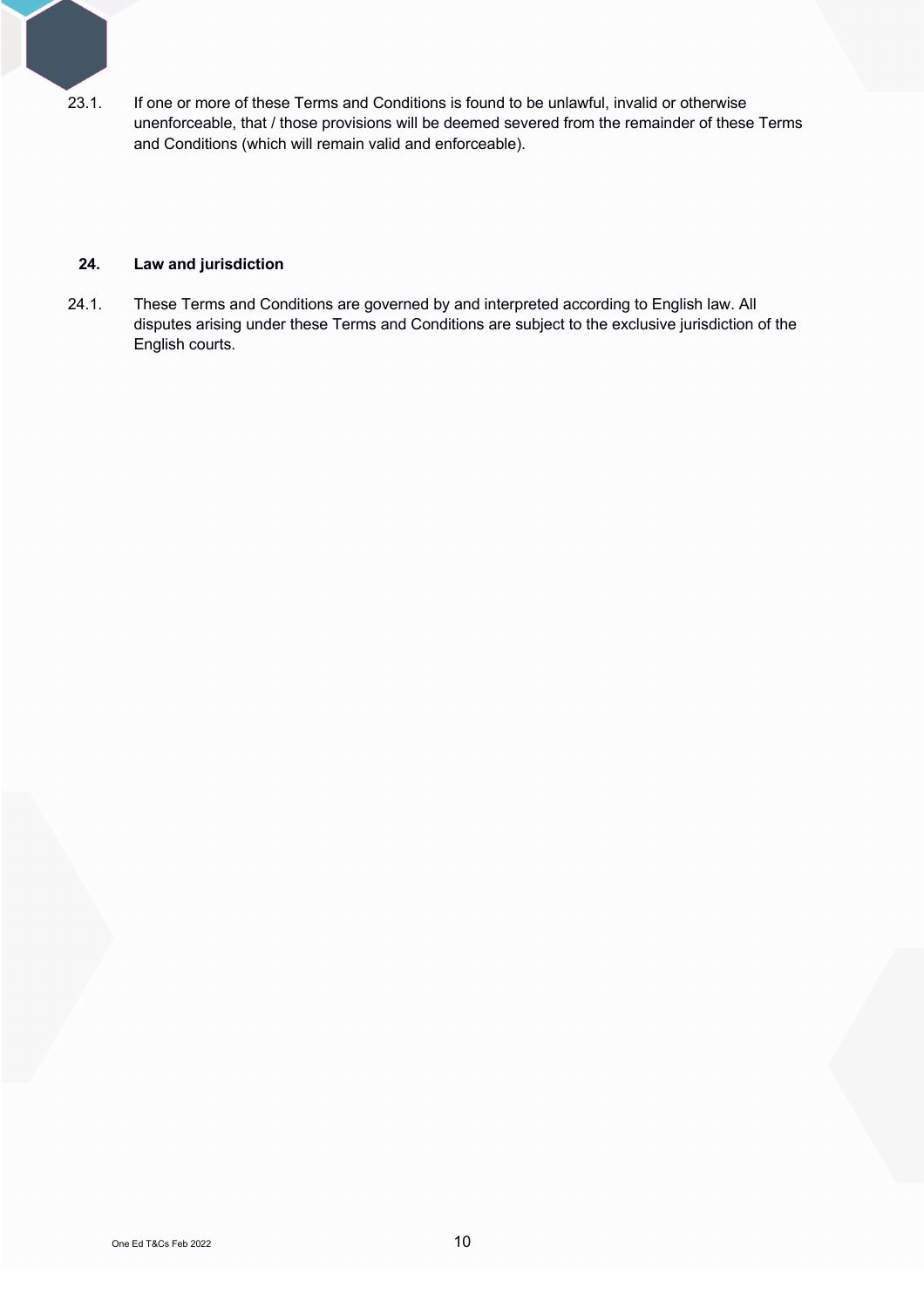23.1. If one or more of these Terms and Conditions is found to be unlawful, invalid or otherwise unenforceable, that / those provisions will be deemed severed from the remainder of these Terms and Conditions (which will remain valid and enforceable).

## 24. Law and jurisdiction

24.1. These Terms and Conditions are governed by and interpreted according to English law. All disputes arising under these Terms and Conditions are subject to the exclusive jurisdiction of the English courts.